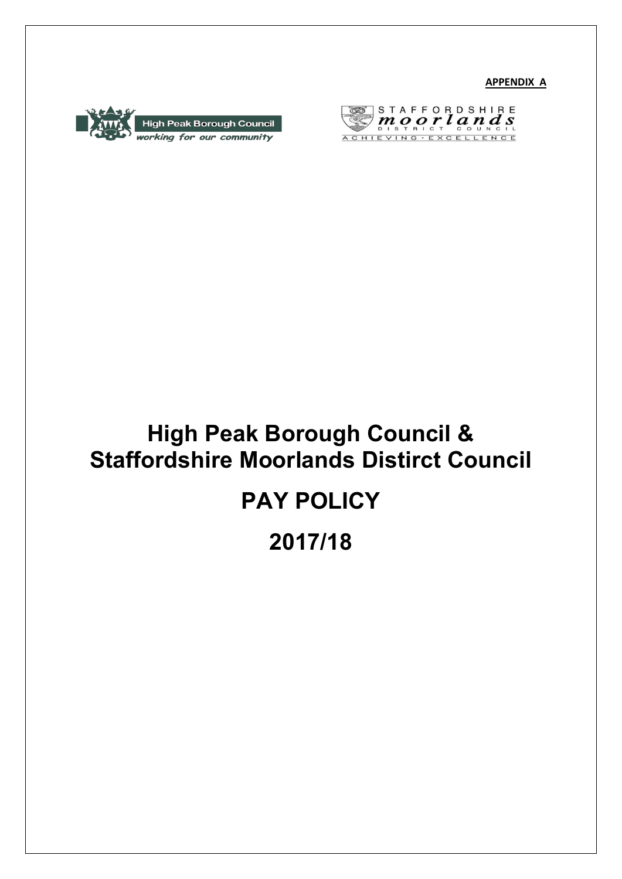**APPENDIX A**

High Peak Borough Council
working for our community

STAFFORDSHIRE
moorlands
DISTRICT COUNCIL
ACHIEVING · EXCELLENCE

# High Peak Borough Council & Staffordshire Moorlands Distirct Council

# PAY POLICY

# 2017/18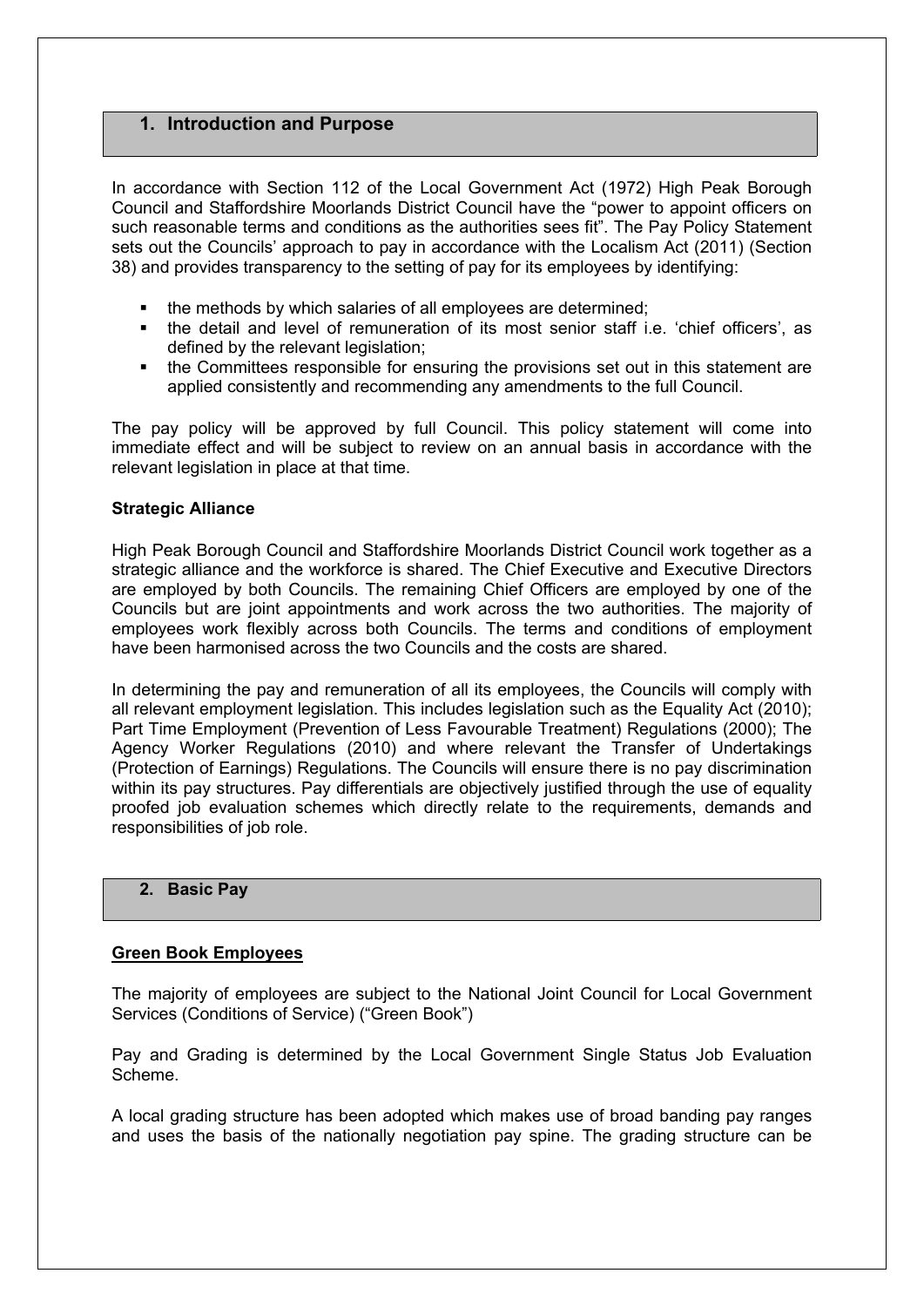## 1. Introduction and Purpose

In accordance with Section 112 of the Local Government Act (1972) High Peak Borough Council and Staffordshire Moorlands District Council have the "power to appoint officers on such reasonable terms and conditions as the authorities sees fit". The Pay Policy Statement sets out the Councils' approach to pay in accordance with the Localism Act (2011) (Section 38) and provides transparency to the setting of pay for its employees by identifying:

- the methods by which salaries of all employees are determined;
- the detail and level of remuneration of its most senior staff i.e. 'chief officers', as defined by the relevant legislation;
- the Committees responsible for ensuring the provisions set out in this statement are applied consistently and recommending any amendments to the full Council.

The pay policy will be approved by full Council. This policy statement will come into immediate effect and will be subject to review on an annual basis in accordance with the relevant legislation in place at that time.

**Strategic Alliance**

High Peak Borough Council and Staffordshire Moorlands District Council work together as a strategic alliance and the workforce is shared. The Chief Executive and Executive Directors are employed by both Councils. The remaining Chief Officers are employed by one of the Councils but are joint appointments and work across the two authorities. The majority of employees work flexibly across both Councils. The terms and conditions of employment have been harmonised across the two Councils and the costs are shared.

In determining the pay and remuneration of all its employees, the Councils will comply with all relevant employment legislation. This includes legislation such as the Equality Act (2010); Part Time Employment (Prevention of Less Favourable Treatment) Regulations (2000); The Agency Worker Regulations (2010) and where relevant the Transfer of Undertakings (Protection of Earnings) Regulations. The Councils will ensure there is no pay discrimination within its pay structures. Pay differentials are objectively justified through the use of equality proofed job evaluation schemes which directly relate to the requirements, demands and responsibilities of job role.

## 2. Basic Pay

**Green Book Employees**

The majority of employees are subject to the National Joint Council for Local Government Services (Conditions of Service) ("Green Book")

Pay and Grading is determined by the Local Government Single Status Job Evaluation Scheme.

A local grading structure has been adopted which makes use of broad banding pay ranges and uses the basis of the nationally negotiation pay spine. The grading structure can be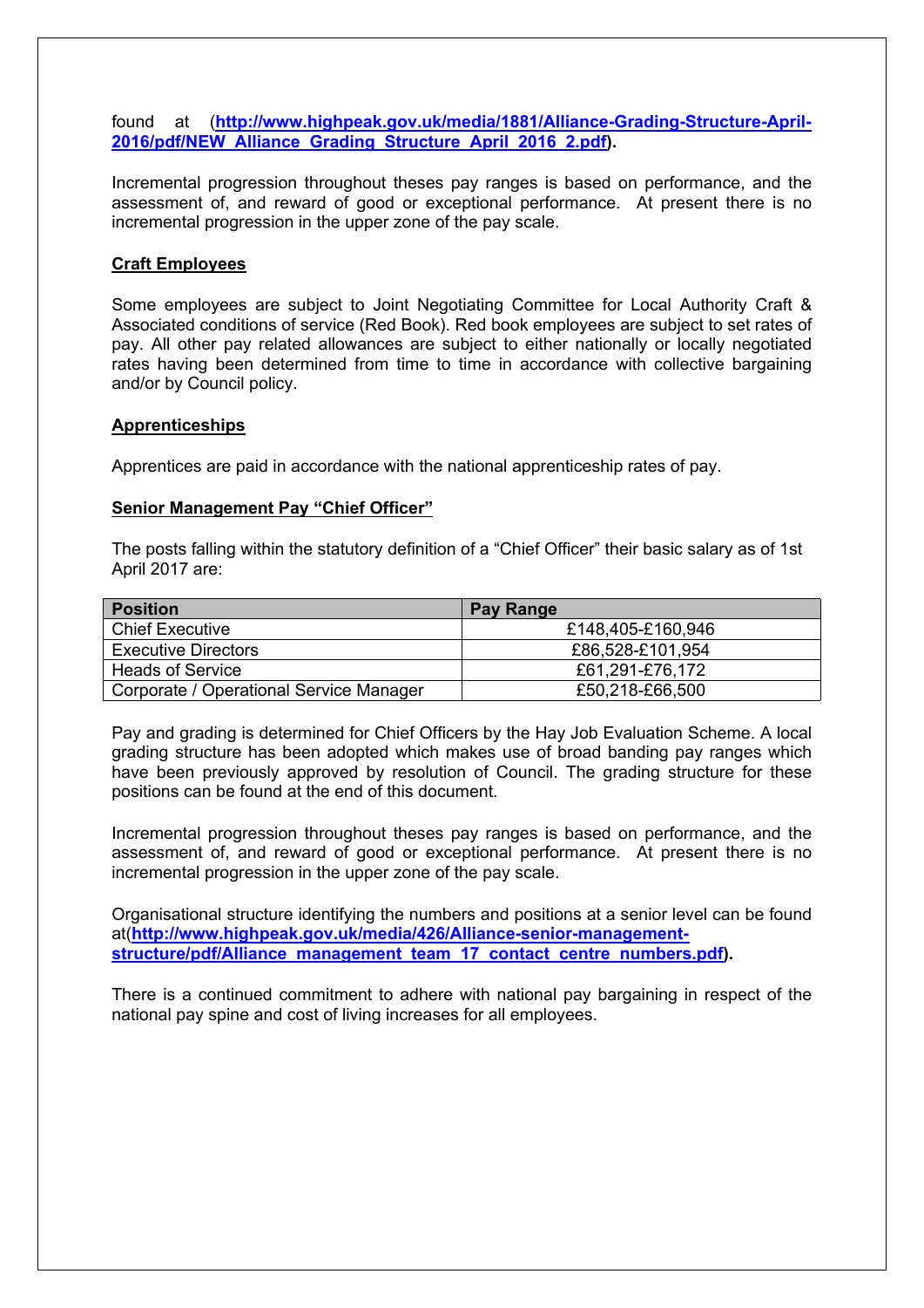found at (**[http://www.highpeak.gov.uk/media/1881/Alliance-Grading-Structure-April-2016/pdf/NEW_Alliance_Grading_Structure_April_2016_2.pdf](http://www.highpeak.gov.uk/media/1881/Alliance-Grading-Structure-April-2016/pdf/NEW_Alliance_Grading_Structure_April_2016_2.pdf)**).

Incremental progression throughout theses pay ranges is based on performance, and the assessment of, and reward of good or exceptional performance. At present there is no incremental progression in the upper zone of the pay scale.

**Craft Employees**

Some employees are subject to Joint Negotiating Committee for Local Authority Craft & Associated conditions of service (Red Book). Red book employees are subject to set rates of pay. All other pay related allowances are subject to either nationally or locally negotiated rates having been determined from time to time in accordance with collective bargaining and/or by Council policy.

**Apprenticeships**

Apprentices are paid in accordance with the national apprenticeship rates of pay.

**Senior Management Pay "Chief Officer"**

The posts falling within the statutory definition of a "Chief Officer" their basic salary as of 1st April 2017 are:

| Position | Pay Range |
|---|---|
| Chief Executive | £148,405-£160,946 |
| Executive Directors | £86,528-£101,954 |
| Heads of Service | £61,291-£76,172 |
| Corporate / Operational Service Manager | £50,218-£66,500 |

Pay and grading is determined for Chief Officers by the Hay Job Evaluation Scheme. A local grading structure has been adopted which makes use of broad banding pay ranges which have been previously approved by resolution of Council. The grading structure for these positions can be found at the end of this document.

Incremental progression throughout theses pay ranges is based on performance, and the assessment of, and reward of good or exceptional performance. At present there is no incremental progression in the upper zone of the pay scale.

Organisational structure identifying the numbers and positions at a senior level can be found at(**[http://www.highpeak.gov.uk/media/426/Alliance-senior-management-structure/pdf/Alliance_management_team_17_contact_centre_numbers.pdf](http://www.highpeak.gov.uk/media/426/Alliance-senior-management-structure/pdf/Alliance_management_team_17_contact_centre_numbers.pdf)**).

There is a continued commitment to adhere with national pay bargaining in respect of the national pay spine and cost of living increases for all employees.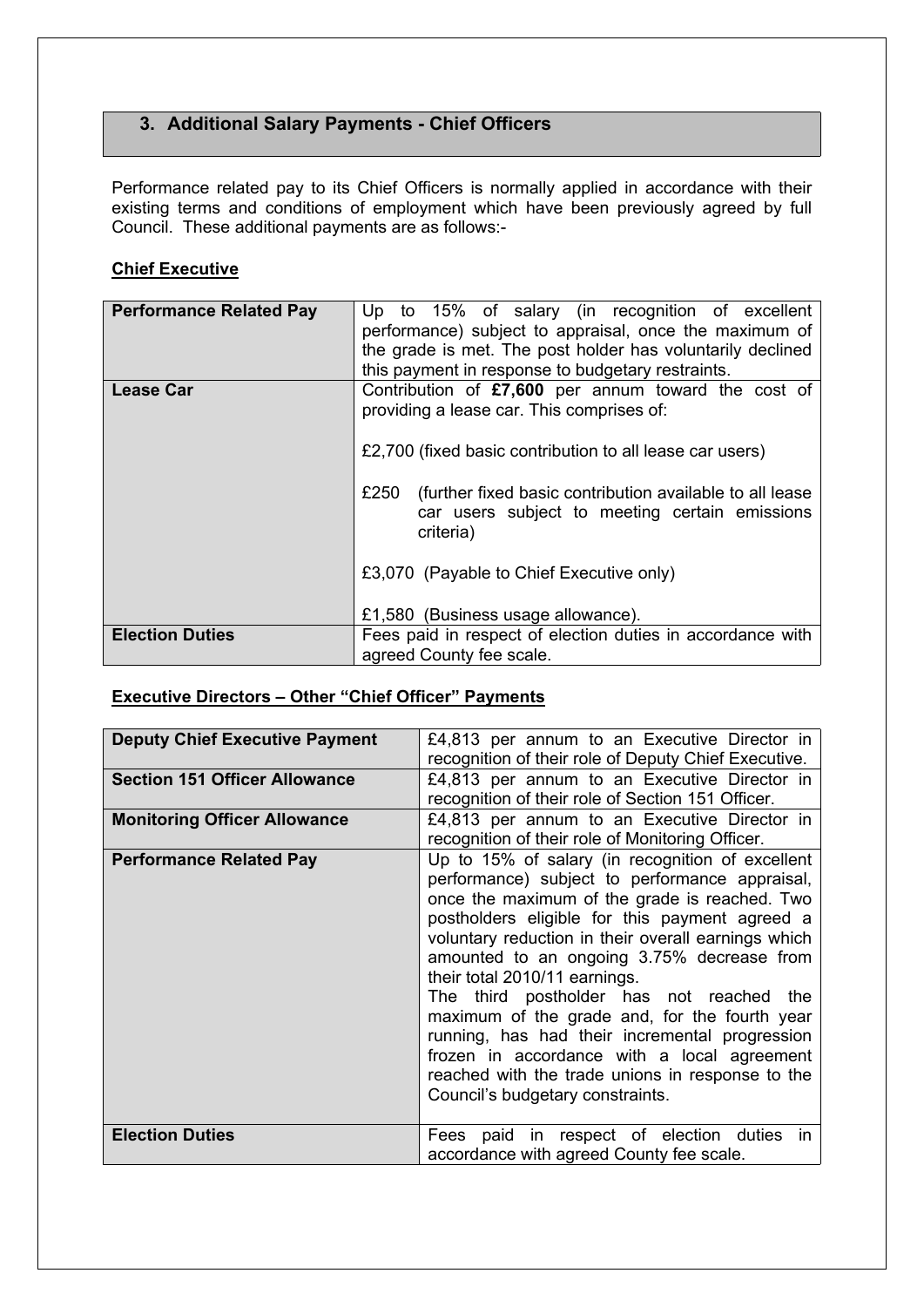## 3. Additional Salary Payments - Chief Officers

Performance related pay to its Chief Officers is normally applied in accordance with their existing terms and conditions of employment which have been previously agreed by full Council. These additional payments are as follows:-

**Chief Executive**

| | |
|---|---|
| **Performance Related Pay** | Up to 15% of salary (in recognition of excellent performance) subject to appraisal, once the maximum of the grade is met. The post holder has voluntarily declined this payment in response to budgetary restraints. |
| **Lease Car** | Contribution of **£7,600** per annum toward the cost of providing a lease car. This comprises of:<br><br>£2,700 (fixed basic contribution to all lease car users)<br><br>£250 (further fixed basic contribution available to all lease car users subject to meeting certain emissions criteria)<br><br>£3,070 (Payable to Chief Executive only)<br><br>£1,580 (Business usage allowance). |
| **Election Duties** | Fees paid in respect of election duties in accordance with agreed County fee scale. |

**Executive Directors – Other "Chief Officer" Payments**

| | |
|---|---|
| **Deputy Chief Executive Payment** | £4,813 per annum to an Executive Director in recognition of their role of Deputy Chief Executive. |
| **Section 151 Officer Allowance** | £4,813 per annum to an Executive Director in recognition of their role of Section 151 Officer. |
| **Monitoring Officer Allowance** | £4,813 per annum to an Executive Director in recognition of their role of Monitoring Officer. |
| **Performance Related Pay** | Up to 15% of salary (in recognition of excellent performance) subject to performance appraisal, once the maximum of the grade is reached. Two postholders eligible for this payment agreed a voluntary reduction in their overall earnings which amounted to an ongoing 3.75% decrease from their total 2010/11 earnings.<br>The third postholder has not reached the maximum of the grade and, for the fourth year running, has had their incremental progression frozen in accordance with a local agreement reached with the trade unions in response to the Council's budgetary constraints. |
| **Election Duties** | Fees paid in respect of election duties in accordance with agreed County fee scale. |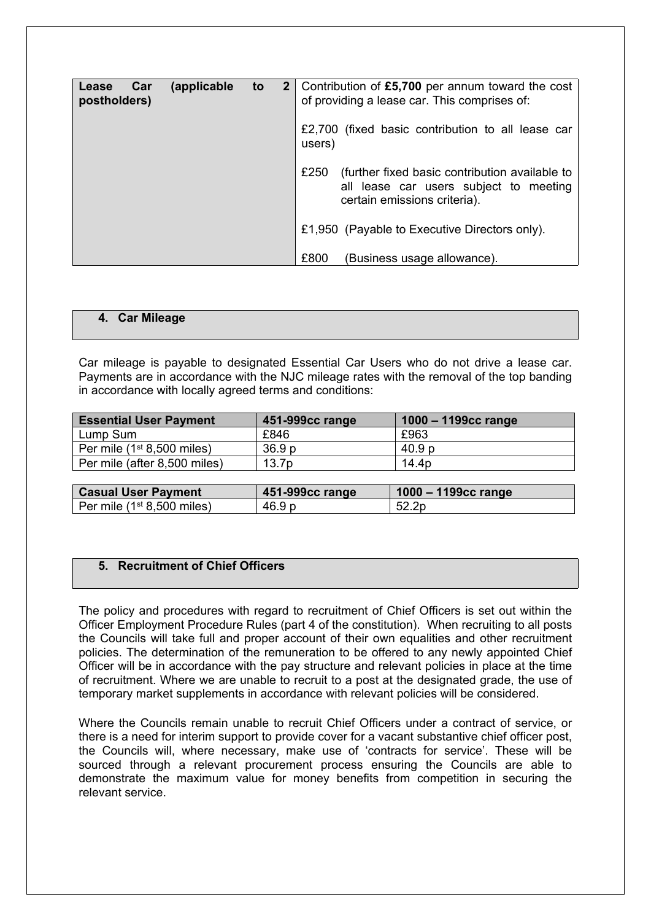| Lease Car (applicable to 2 postholders) | Contribution of **£5,700** per annum toward the cost of providing a lease car. This comprises of:<br><br>£2,700 (fixed basic contribution to all lease car users)<br><br>£250 (further fixed basic contribution available to all lease car users subject to meeting certain emissions criteria).<br><br>£1,950 (Payable to Executive Directors only).<br><br>£800 (Business usage allowance). |
|---|---|

## 4. Car Mileage

Car mileage is payable to designated Essential Car Users who do not drive a lease car. Payments are in accordance with the NJC mileage rates with the removal of the top banding in accordance with locally agreed terms and conditions:

| Essential User Payment | 451-999cc range | 1000 – 1199cc range |
|---|---|---|
| Lump Sum | £846 | £963 |
| Per mile (1st 8,500 miles) | 36.9 p | 40.9 p |
| Per mile (after 8,500 miles) | 13.7p | 14.4p |

| Casual User Payment | 451-999cc range | 1000 – 1199cc range |
|---|---|---|
| Per mile (1st 8,500 miles) | 46.9 p | 52.2p |

## 5. Recruitment of Chief Officers

The policy and procedures with regard to recruitment of Chief Officers is set out within the Officer Employment Procedure Rules (part 4 of the constitution). When recruiting to all posts the Councils will take full and proper account of their own equalities and other recruitment policies. The determination of the remuneration to be offered to any newly appointed Chief Officer will be in accordance with the pay structure and relevant policies in place at the time of recruitment. Where we are unable to recruit to a post at the designated grade, the use of temporary market supplements in accordance with relevant policies will be considered.

Where the Councils remain unable to recruit Chief Officers under a contract of service, or there is a need for interim support to provide cover for a vacant substantive chief officer post, the Councils will, where necessary, make use of 'contracts for service'. These will be sourced through a relevant procurement process ensuring the Councils are able to demonstrate the maximum value for money benefits from competition in securing the relevant service.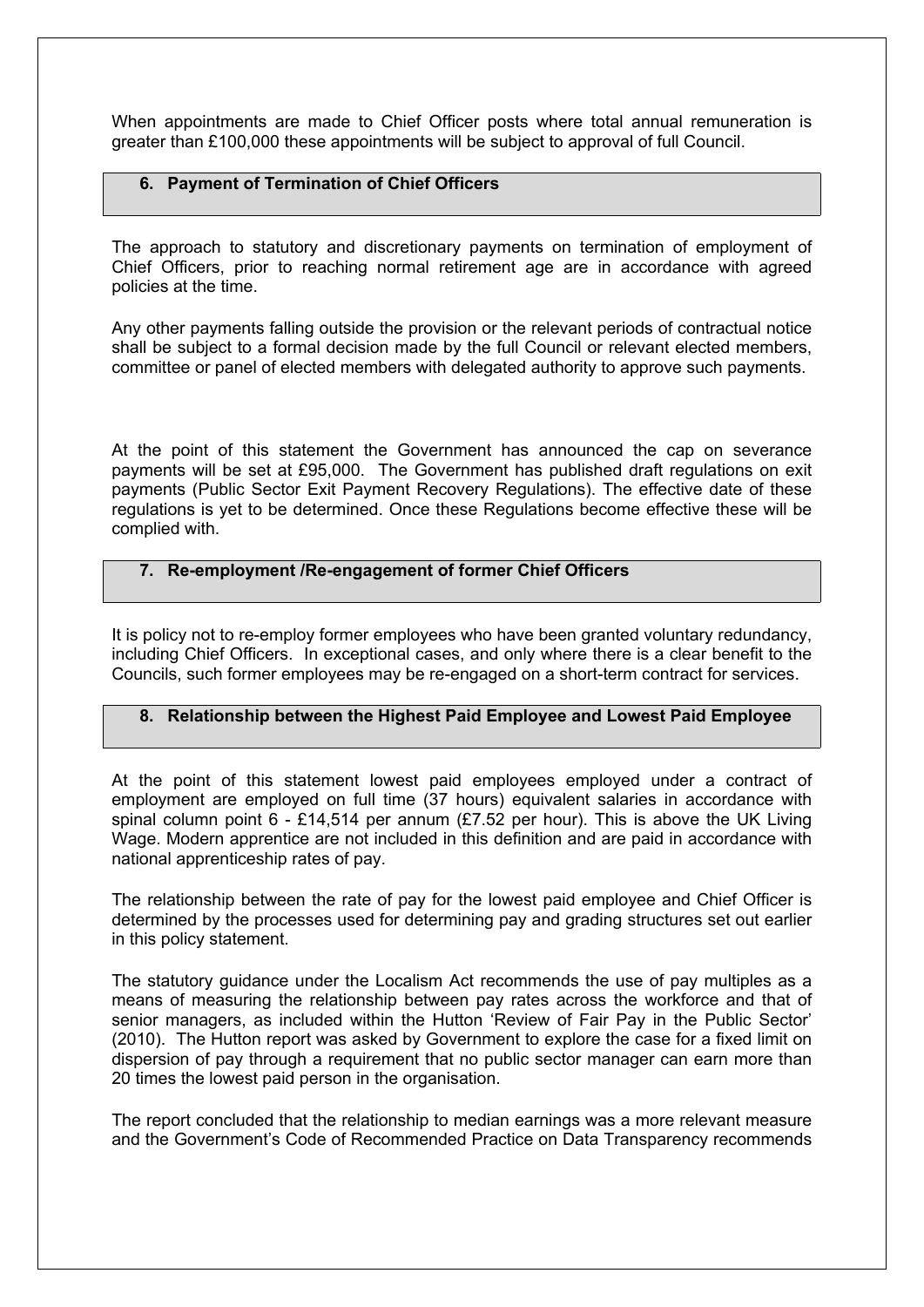When appointments are made to Chief Officer posts where total annual remuneration is greater than £100,000 these appointments will be subject to approval of full Council.

## 6. Payment of Termination of Chief Officers

The approach to statutory and discretionary payments on termination of employment of Chief Officers, prior to reaching normal retirement age are in accordance with agreed policies at the time.

Any other payments falling outside the provision or the relevant periods of contractual notice shall be subject to a formal decision made by the full Council or relevant elected members, committee or panel of elected members with delegated authority to approve such payments.

At the point of this statement the Government has announced the cap on severance payments will be set at £95,000. The Government has published draft regulations on exit payments (Public Sector Exit Payment Recovery Regulations). The effective date of these regulations is yet to be determined. Once these Regulations become effective these will be complied with.

## 7. Re-employment /Re-engagement of former Chief Officers

It is policy not to re-employ former employees who have been granted voluntary redundancy, including Chief Officers. In exceptional cases, and only where there is a clear benefit to the Councils, such former employees may be re-engaged on a short-term contract for services.

## 8. Relationship between the Highest Paid Employee and Lowest Paid Employee

At the point of this statement lowest paid employees employed under a contract of employment are employed on full time (37 hours) equivalent salaries in accordance with spinal column point 6 - £14,514 per annum (£7.52 per hour). This is above the UK Living Wage. Modern apprentice are not included in this definition and are paid in accordance with national apprenticeship rates of pay.

The relationship between the rate of pay for the lowest paid employee and Chief Officer is determined by the processes used for determining pay and grading structures set out earlier in this policy statement.

The statutory guidance under the Localism Act recommends the use of pay multiples as a means of measuring the relationship between pay rates across the workforce and that of senior managers, as included within the Hutton 'Review of Fair Pay in the Public Sector' (2010). The Hutton report was asked by Government to explore the case for a fixed limit on dispersion of pay through a requirement that no public sector manager can earn more than 20 times the lowest paid person in the organisation.

The report concluded that the relationship to median earnings was a more relevant measure and the Government's Code of Recommended Practice on Data Transparency recommends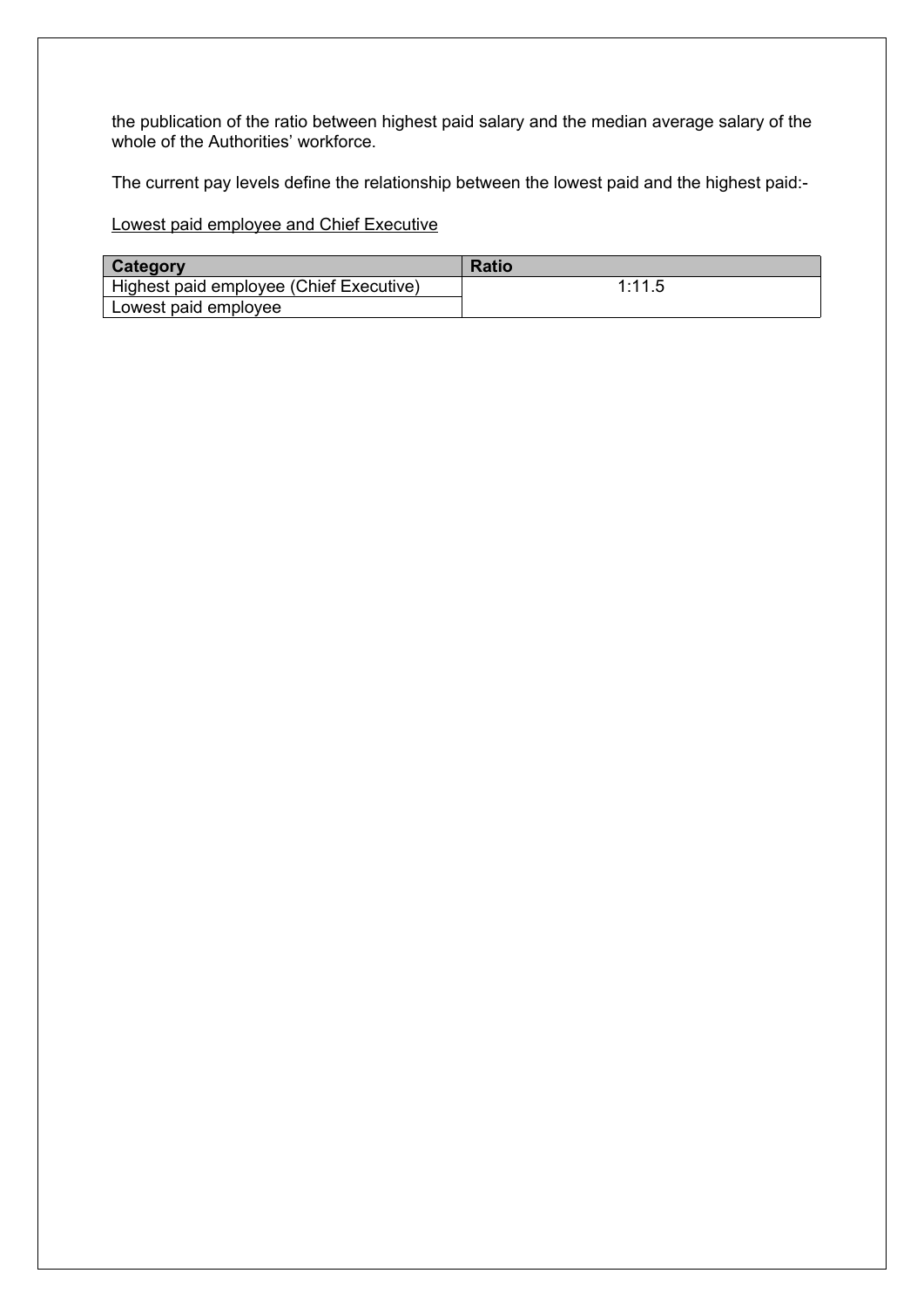the publication of the ratio between highest paid salary and the median average salary of the whole of the Authorities' workforce.

The current pay levels define the relationship between the lowest paid and the highest paid:-

Lowest paid employee and Chief Executive

| Category | Ratio |
|---|---|
| Highest paid employee (Chief Executive) | 1:11.5 |
| Lowest paid employee | |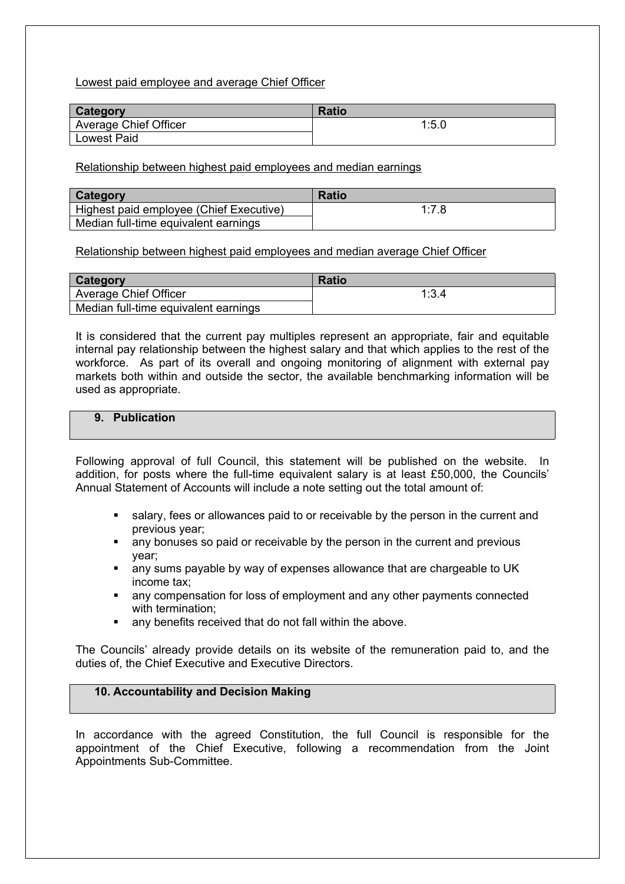Lowest paid employee and average Chief Officer

| Category | Ratio |
|---|---|
| Average Chief Officer | 1:5.0 |
| Lowest Paid | |

Relationship between highest paid employees and median earnings

| Category | Ratio |
|---|---|
| Highest paid employee (Chief Executive) | 1:7.8 |
| Median full-time equivalent earnings | |

Relationship between highest paid employees and median average Chief Officer

| Category | Ratio |
|---|---|
| Average Chief Officer | 1:3.4 |
| Median full-time equivalent earnings | |

It is considered that the current pay multiples represent an appropriate, fair and equitable internal pay relationship between the highest salary and that which applies to the rest of the workforce. As part of its overall and ongoing monitoring of alignment with external pay markets both within and outside the sector, the available benchmarking information will be used as appropriate.

## 9. Publication

Following approval of full Council, this statement will be published on the website. In addition, for posts where the full-time equivalent salary is at least £50,000, the Councils' Annual Statement of Accounts will include a note setting out the total amount of:

- salary, fees or allowances paid to or receivable by the person in the current and previous year;
- any bonuses so paid or receivable by the person in the current and previous year;
- any sums payable by way of expenses allowance that are chargeable to UK income tax;
- any compensation for loss of employment and any other payments connected with termination;
- any benefits received that do not fall within the above.

The Councils' already provide details on its website of the remuneration paid to, and the duties of, the Chief Executive and Executive Directors.

## 10. Accountability and Decision Making

In accordance with the agreed Constitution, the full Council is responsible for the appointment of the Chief Executive, following a recommendation from the Joint Appointments Sub-Committee.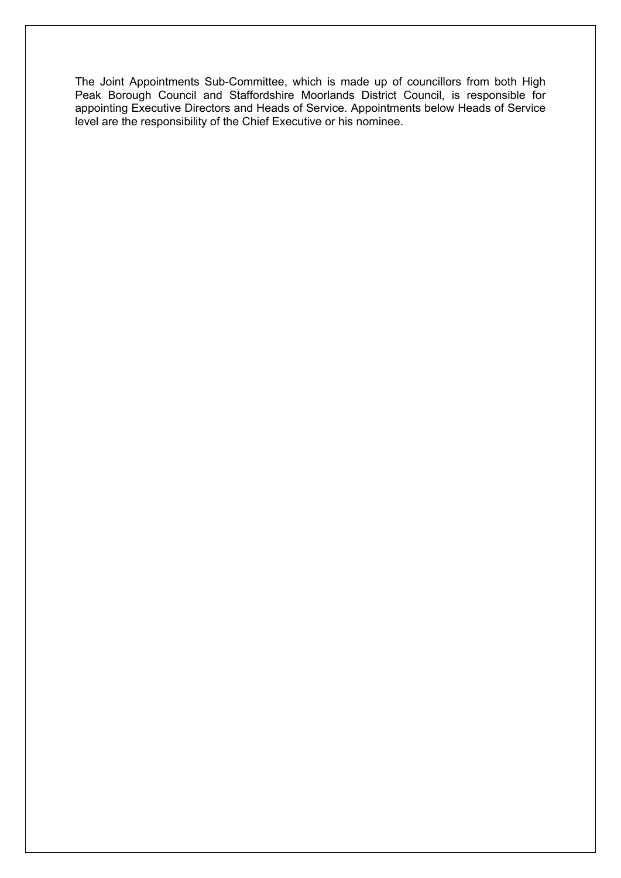The Joint Appointments Sub-Committee, which is made up of councillors from both High Peak Borough Council and Staffordshire Moorlands District Council, is responsible for appointing Executive Directors and Heads of Service. Appointments below Heads of Service level are the responsibility of the Chief Executive or his nominee.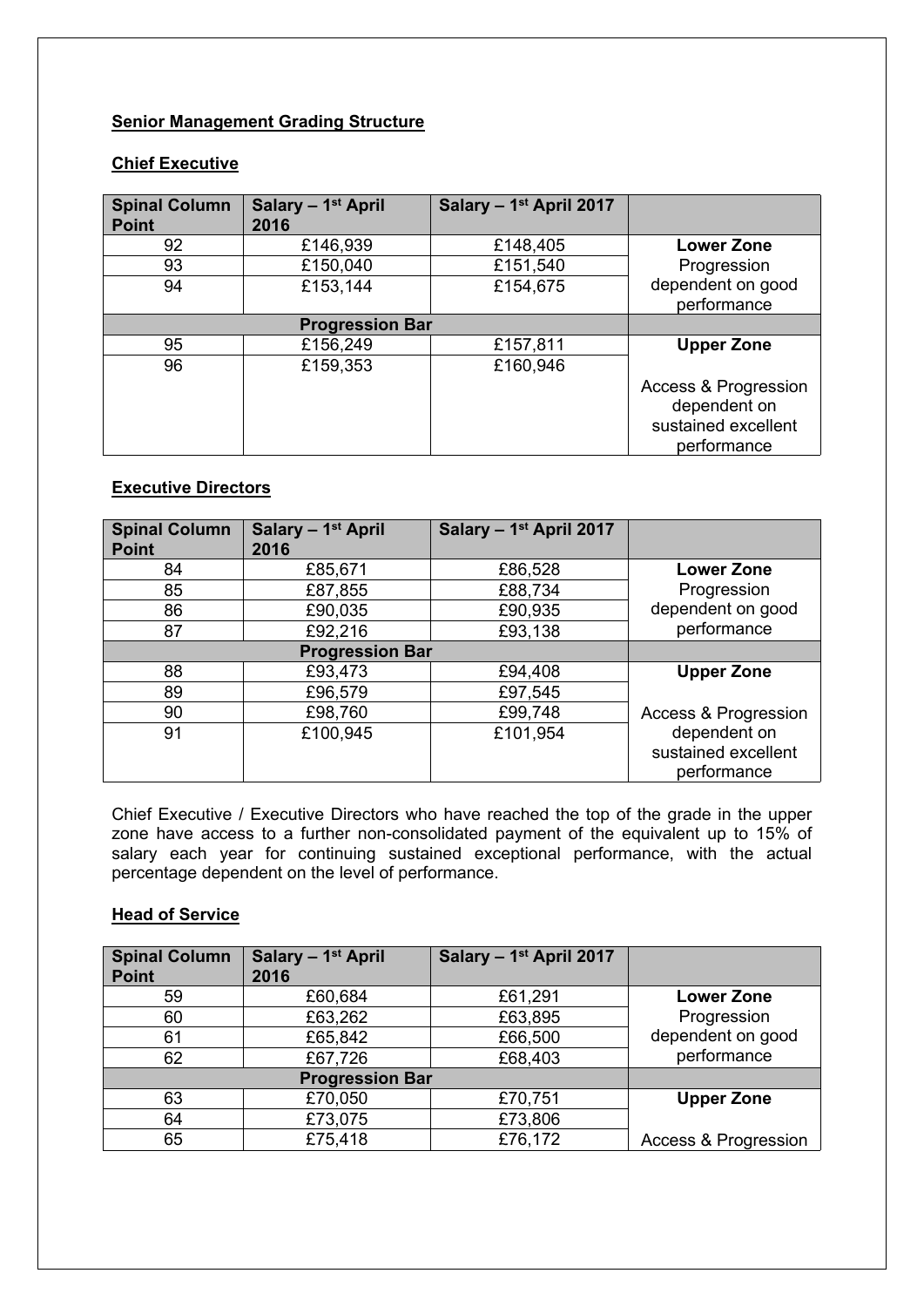## Senior Management Grading Structure

### Chief Executive

| Spinal Column Point | Salary – 1st April 2016 | Salary – 1st April 2017 | |
|---|---|---|---|
| 92 | £146,939 | £148,405 | **Lower Zone** Progression dependent on good performance |
| 93 | £150,040 | £151,540 | |
| 94 | £153,144 | £154,675 | |
| | **Progression Bar** | | |
| 95 | £156,249 | £157,811 | **Upper Zone** Access & Progression dependent on sustained excellent performance |
| 96 | £159,353 | £160,946 | |

### Executive Directors

| Spinal Column Point | Salary – 1st April 2016 | Salary – 1st April 2017 | |
|---|---|---|---|
| 84 | £85,671 | £86,528 | **Lower Zone** Progression dependent on good performance |
| 85 | £87,855 | £88,734 | |
| 86 | £90,035 | £90,935 | |
| 87 | £92,216 | £93,138 | |
| | **Progression Bar** | | |
| 88 | £93,473 | £94,408 | **Upper Zone** Access & Progression dependent on sustained excellent performance |
| 89 | £96,579 | £97,545 | |
| 90 | £98,760 | £99,748 | |
| 91 | £100,945 | £101,954 | |

Chief Executive / Executive Directors who have reached the top of the grade in the upper zone have access to a further non-consolidated payment of the equivalent up to 15% of salary each year for continuing sustained exceptional performance, with the actual percentage dependent on the level of performance.

### Head of Service

| Spinal Column Point | Salary – 1st April 2016 | Salary – 1st April 2017 | |
|---|---|---|---|
| 59 | £60,684 | £61,291 | **Lower Zone** Progression dependent on good performance |
| 60 | £63,262 | £63,895 | |
| 61 | £65,842 | £66,500 | |
| 62 | £67,726 | £68,403 | |
| | **Progression Bar** | | |
| 63 | £70,050 | £70,751 | **Upper Zone** Access & Progression |
| 64 | £73,075 | £73,806 | |
| 65 | £75,418 | £76,172 | |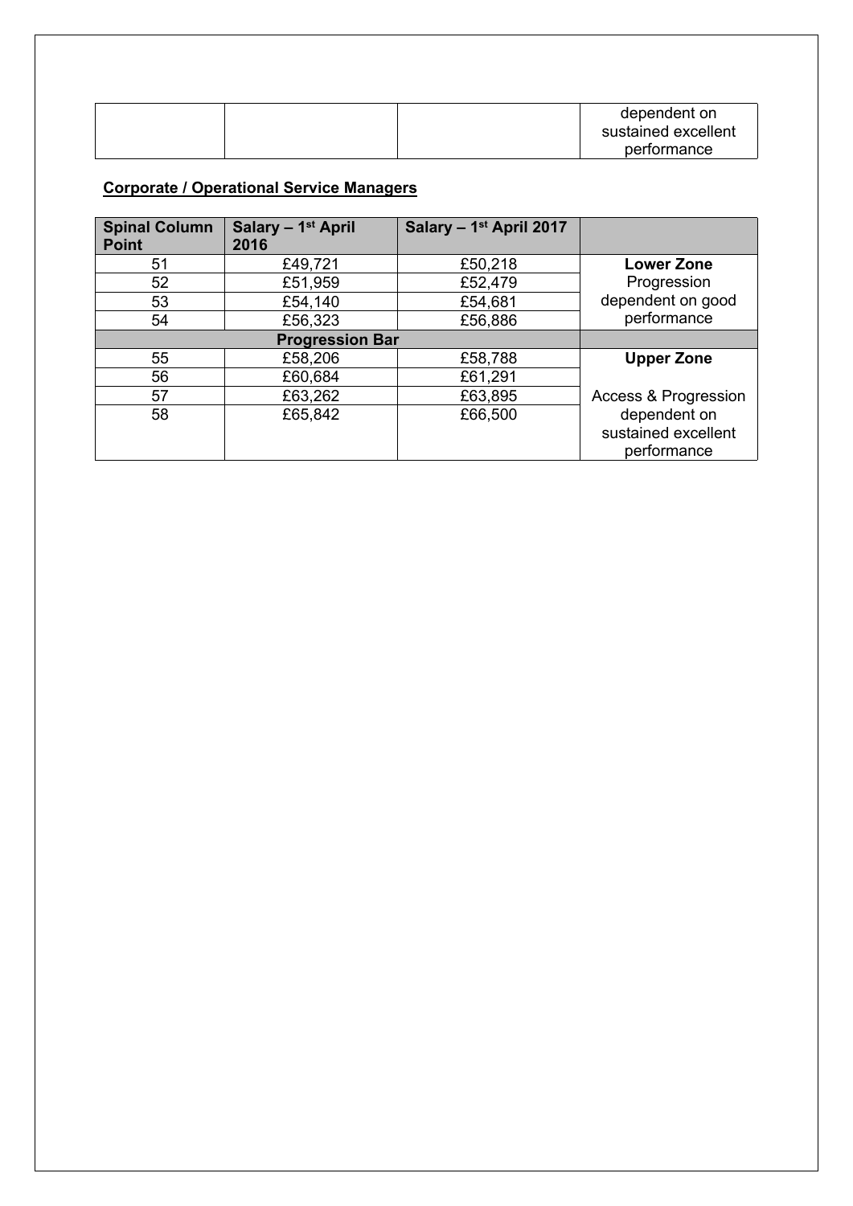| | | | |
|---|---|---|---|
| | | | dependent on sustained excellent performance |

**Corporate / Operational Service Managers**

| Spinal Column Point | Salary – 1st April 2016 | Salary – 1st April 2017 | |
|---|---|---|---|
| 51 | £49,721 | £50,218 | **Lower Zone** Progression dependent on good performance |
| 52 | £51,959 | £52,479 | |
| 53 | £54,140 | £54,681 | |
| 54 | £56,323 | £56,886 | |
| **Progression Bar** | | | |
| 55 | £58,206 | £58,788 | **Upper Zone** Access & Progression dependent on sustained excellent performance |
| 56 | £60,684 | £61,291 | |
| 57 | £63,262 | £63,895 | |
| 58 | £65,842 | £66,500 | |